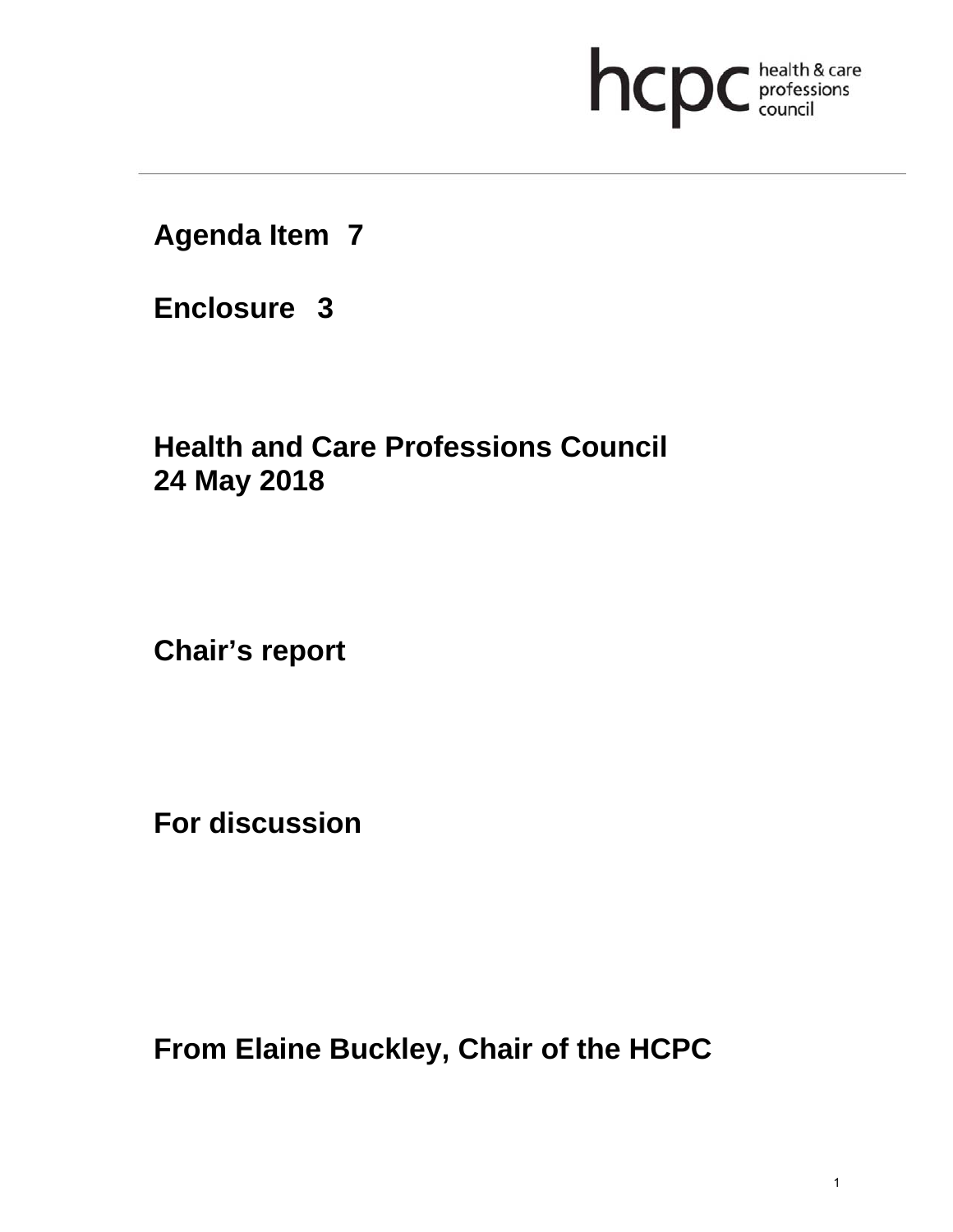hcpc health & care professions council

**Agenda Item 7**

**Enclosure 3**

**Health and Care Professions Council**
**24 May 2018**

**Chair's report**

**For discussion**

**From Elaine Buckley, Chair of the HCPC**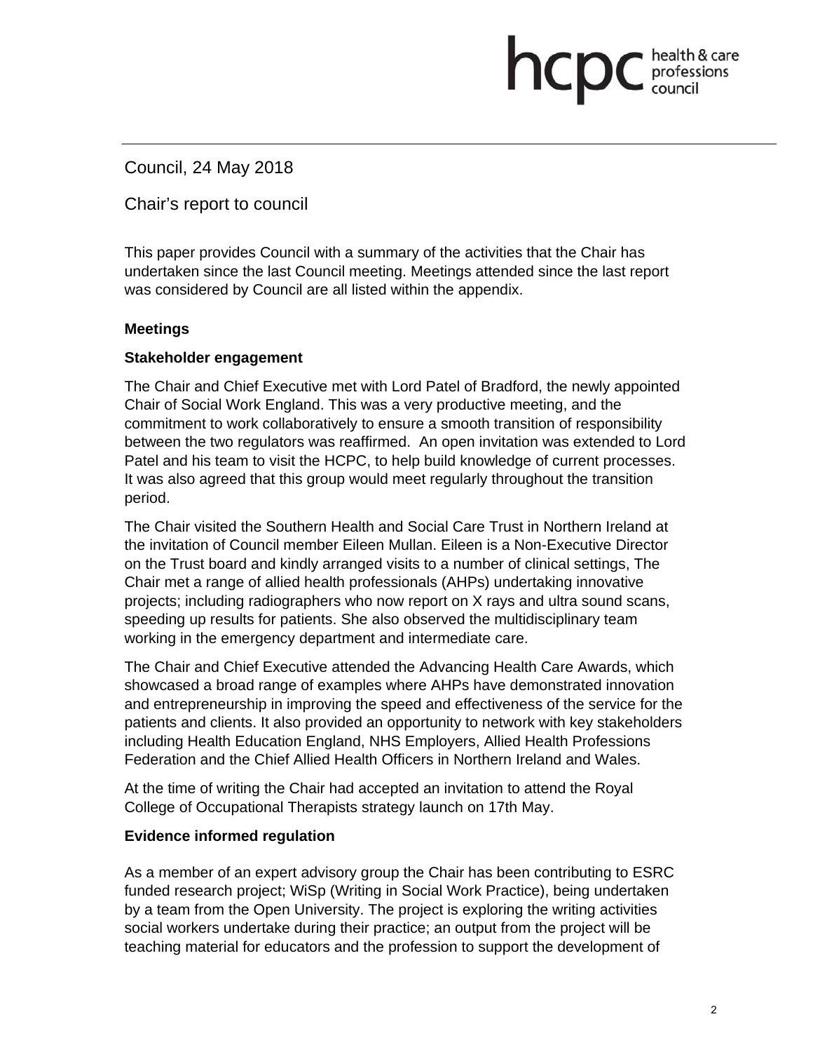Council, 24 May 2018

Chair's report to council

This paper provides Council with a summary of the activities that the Chair has undertaken since the last Council meeting. Meetings attended since the last report was considered by Council are all listed within the appendix.

**Meetings**

**Stakeholder engagement**

The Chair and Chief Executive met with Lord Patel of Bradford, the newly appointed Chair of Social Work England. This was a very productive meeting, and the commitment to work collaboratively to ensure a smooth transition of responsibility between the two regulators was reaffirmed. An open invitation was extended to Lord Patel and his team to visit the HCPC, to help build knowledge of current processes. It was also agreed that this group would meet regularly throughout the transition period.

The Chair visited the Southern Health and Social Care Trust in Northern Ireland at the invitation of Council member Eileen Mullan. Eileen is a Non-Executive Director on the Trust board and kindly arranged visits to a number of clinical settings, The Chair met a range of allied health professionals (AHPs) undertaking innovative projects; including radiographers who now report on X rays and ultra sound scans, speeding up results for patients. She also observed the multidisciplinary team working in the emergency department and intermediate care.

The Chair and Chief Executive attended the Advancing Health Care Awards, which showcased a broad range of examples where AHPs have demonstrated innovation and entrepreneurship in improving the speed and effectiveness of the service for the patients and clients. It also provided an opportunity to network with key stakeholders including Health Education England, NHS Employers, Allied Health Professions Federation and the Chief Allied Health Officers in Northern Ireland and Wales.

At the time of writing the Chair had accepted an invitation to attend the Royal College of Occupational Therapists strategy launch on 17th May.

**Evidence informed regulation**

As a member of an expert advisory group the Chair has been contributing to ESRC funded research project; WiSp (Writing in Social Work Practice), being undertaken by a team from the Open University. The project is exploring the writing activities social workers undertake during their practice; an output from the project will be teaching material for educators and the profession to support the development of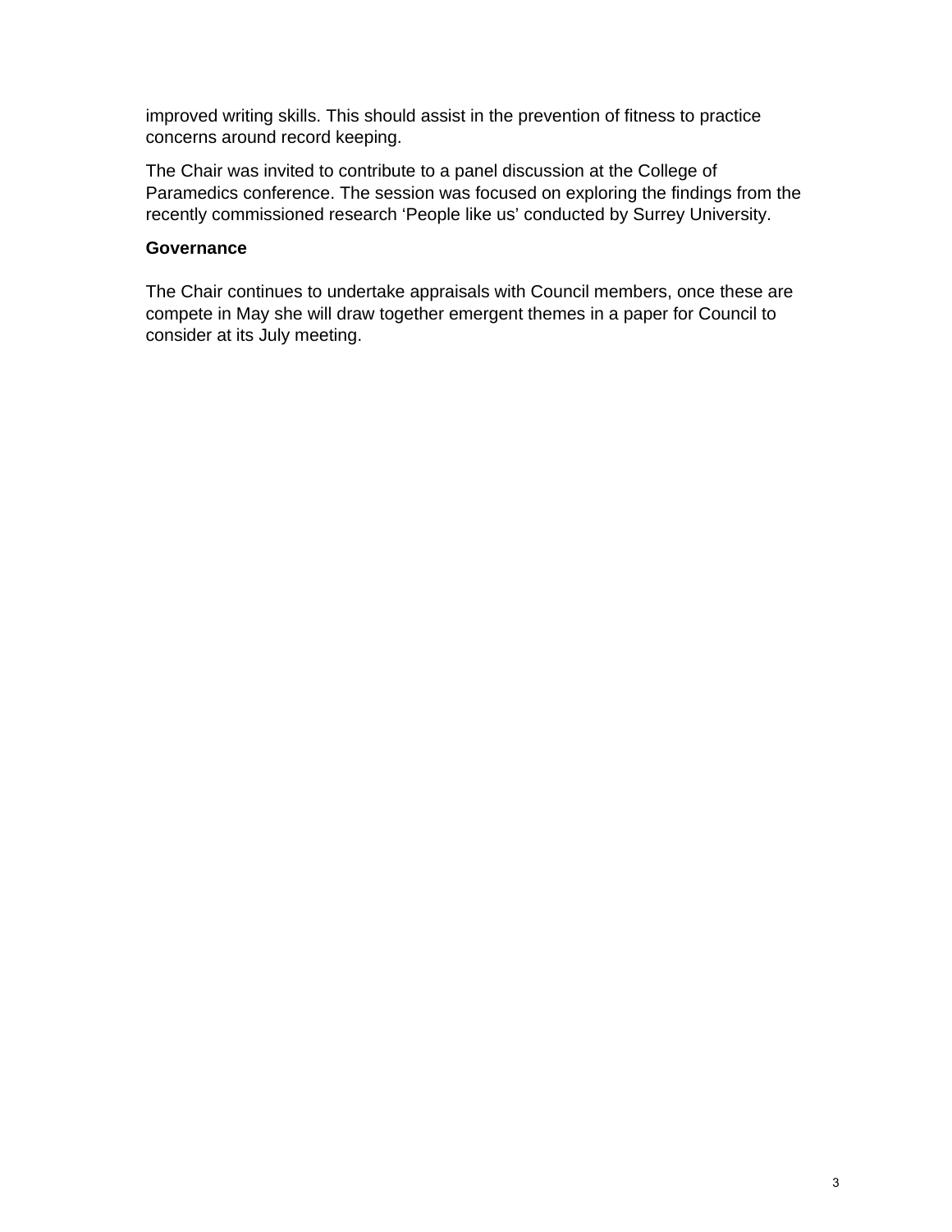improved writing skills. This should assist in the prevention of fitness to practice concerns around record keeping.

The Chair was invited to contribute to a panel discussion at the College of Paramedics conference. The session was focused on exploring the findings from the recently commissioned research 'People like us' conducted by Surrey University.

**Governance**

The Chair continues to undertake appraisals with Council members, once these are compete in May she will draw together emergent themes in a paper for Council to consider at its July meeting.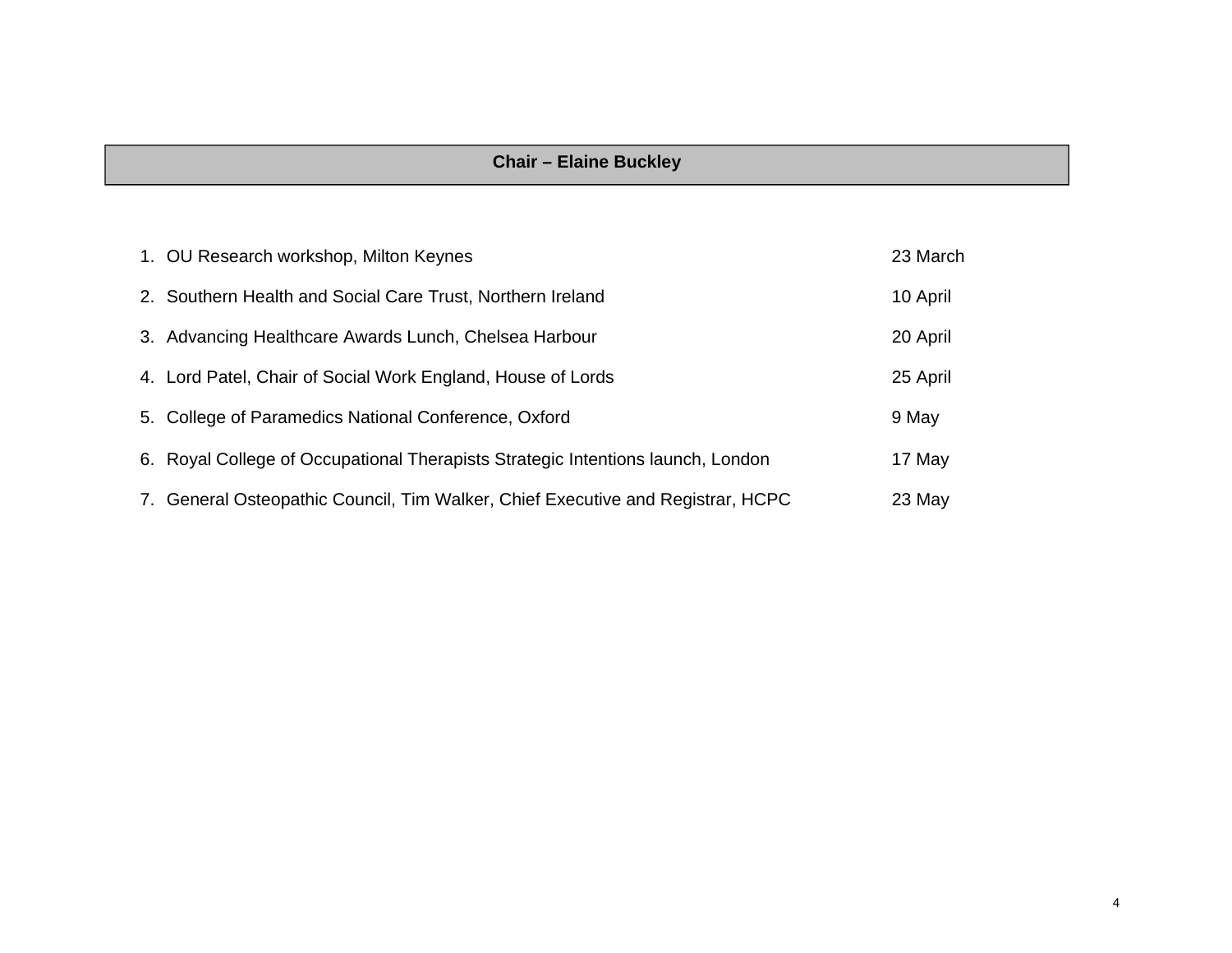## Chair – Elaine Buckley

| | |
|---|---|
| 1. OU Research workshop, Milton Keynes | 23 March |
| 2. Southern Health and Social Care Trust, Northern Ireland | 10 April |
| 3. Advancing Healthcare Awards Lunch, Chelsea Harbour | 20 April |
| 4. Lord Patel, Chair of Social Work England, House of Lords | 25 April |
| 5. College of Paramedics National Conference, Oxford | 9 May |
| 6. Royal College of Occupational Therapists Strategic Intentions launch, London | 17 May |
| 7. General Osteopathic Council, Tim Walker, Chief Executive and Registrar, HCPC | 23 May |